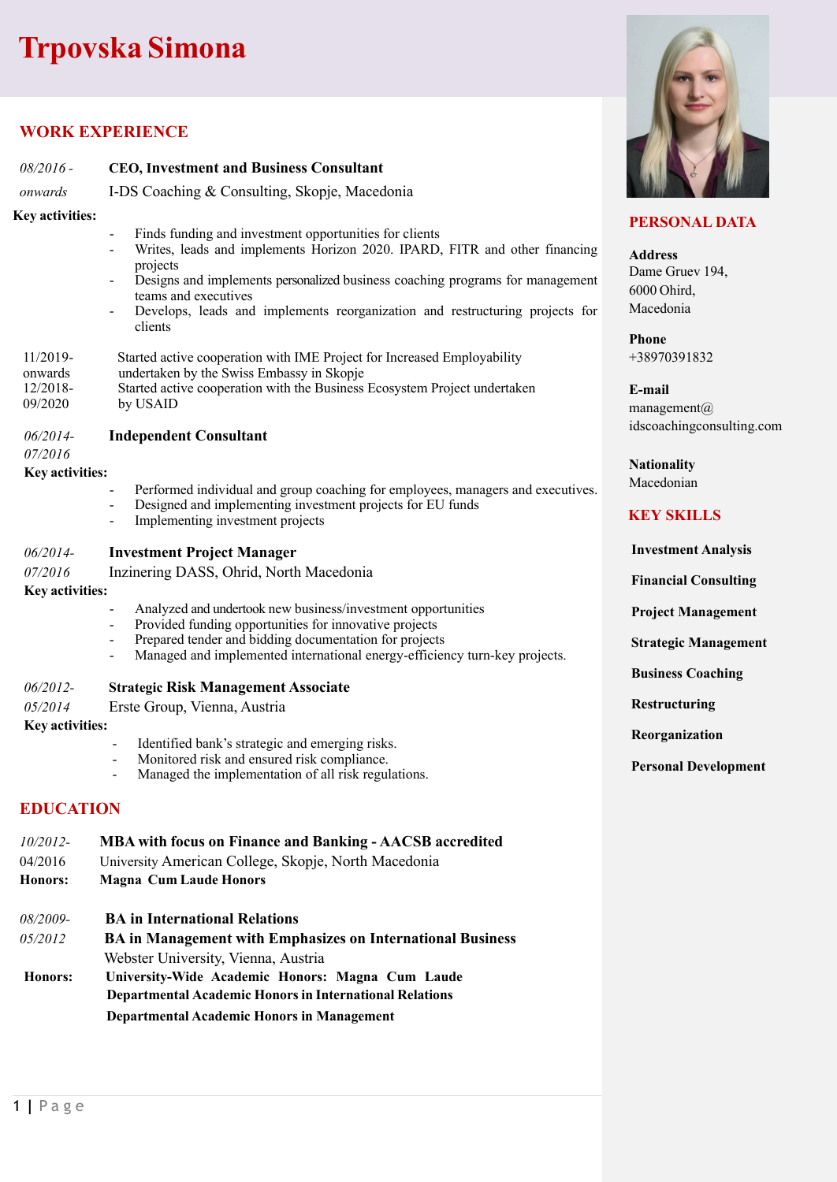# Trpovska Simona

## WORK EXPERIENCE

*08/2016 - onwards* **CEO, Investment and Business Consultant**
I-DS Coaching & Consulting, Skopje, Macedonia

**Key activities:**

- Finds funding and investment opportunities for clients
- Writes, leads and implements Horizon 2020. IPARD, FITR and other financing projects
- Designs and implements personalized business coaching programs for management teams and executives
- Develops, leads and implements reorganization and restructuring projects for clients

11/2019-onwards Started active cooperation with IME Project for Increased Employability undertaken by the Swiss Embassy in Skopje
12/2018-09/2020 Started active cooperation with the Business Ecosystem Project undertaken by USAID

*06/2014-07/2016* **Independent Consultant**

**Key activities:**

- Performed individual and group coaching for employees, managers and executives.
- Designed and implementing investment projects for EU funds
- Implementing investment projects

*06/2014-07/2016* **Investment Project Manager**
Inzinering DASS, Ohrid, North Macedonia

**Key activities:**

- Analyzed and undertook new business/investment opportunities
- Provided funding opportunities for innovative projects
- Prepared tender and bidding documentation for projects
- Managed and implemented international energy-efficiency turn-key projects.

*06/2012-05/2014* **Strategic Risk Management Associate**
Erste Group, Vienna, Austria

**Key activities:**

- Identified bank's strategic and emerging risks.
- Monitored risk and ensured risk compliance.
- Managed the implementation of all risk regulations.

## EDUCATION

*10/2012-04/2016* **MBA with focus on Finance and Banking - AACSB accredited**
University American College, Skopje, North Macedonia
**Honors:** **Magna Cum Laude Honors**

*08/2009-05/2012* **BA in International Relations**
**BA in Management with Emphasizes on International Business**
Webster University, Vienna, Austria
**Honors:** **University-Wide Academic Honors: Magna Cum Laude**
**Departmental Academic Honors in International Relations**
**Departmental Academic Honors in Management**

## PERSONAL DATA

**Address**
Dame Gruev 194,
6000 Ohrid,
Macedonia

**Phone**
+38970391832

**E-mail**
management@idscoachingconsulting.com

**Nationality**
Macedonian

## KEY SKILLS

**Investment Analysis**

**Financial Consulting**

**Project Management**

**Strategic Management**

**Business Coaching**

**Restructuring**

**Reorganization**

**Personal Development**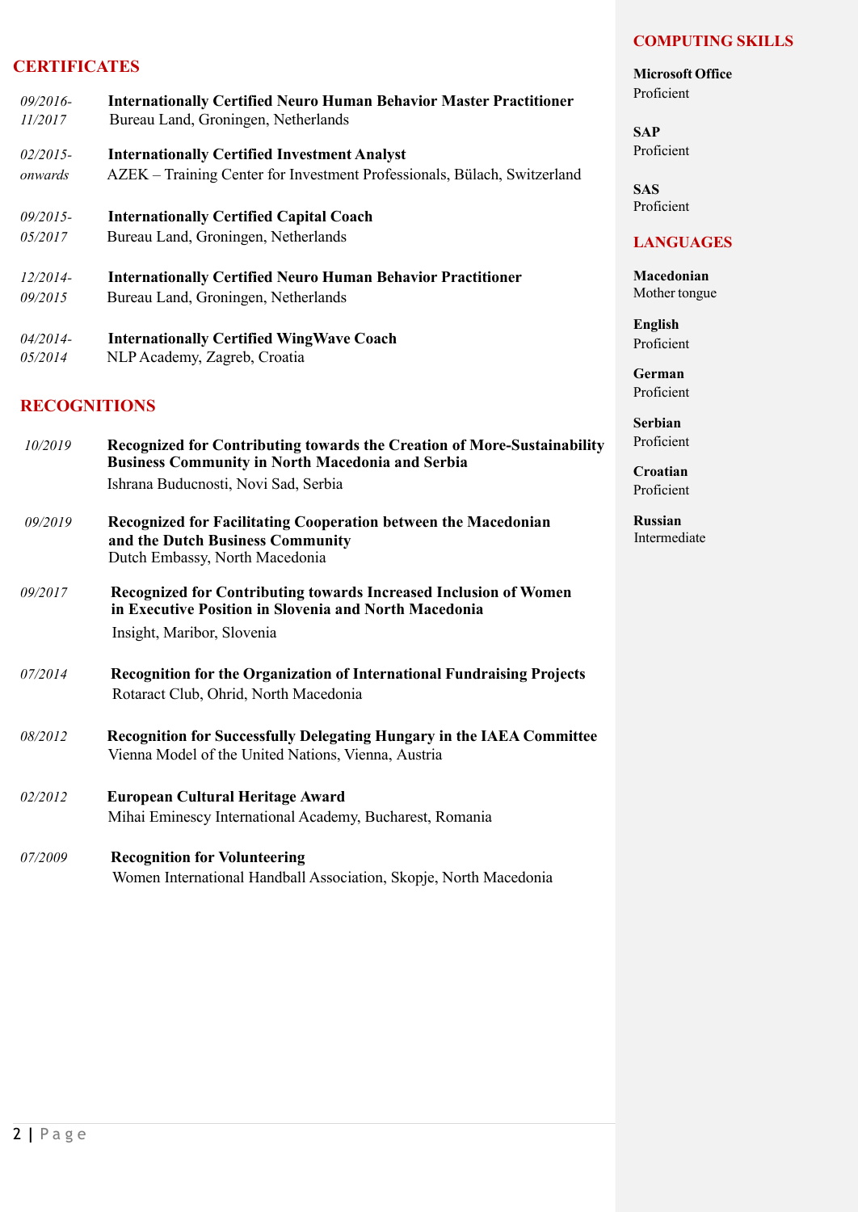## CERTIFICATES

*09/2016-11/2017* **Internationally Certified Neuro Human Behavior Master Practitioner**
Bureau Land, Groningen, Netherlands

*02/2015-onwards* **Internationally Certified Investment Analyst**
AZEK – Training Center for Investment Professionals, Bülach, Switzerland

*09/2015-05/2017* **Internationally Certified Capital Coach**
Bureau Land, Groningen, Netherlands

*12/2014-09/2015* **Internationally Certified Neuro Human Behavior Practitioner**
Bureau Land, Groningen, Netherlands

*04/2014-05/2014* **Internationally Certified WingWave Coach**
NLP Academy, Zagreb, Croatia

## RECOGNITIONS

*10/2019* **Recognized for Contributing towards the Creation of More-Sustainability Business Community in North Macedonia and Serbia**
Ishrana Buducnosti, Novi Sad, Serbia

*09/2019* **Recognized for Facilitating Cooperation between the Macedonian and the Dutch Business Community**
Dutch Embassy, North Macedonia

*09/2017* **Recognized for Contributing towards Increased Inclusion of Women in Executive Position in Slovenia and North Macedonia**
Insight, Maribor, Slovenia

*07/2014* **Recognition for the Organization of International Fundraising Projects**
Rotaract Club, Ohrid, North Macedonia

*08/2012* **Recognition for Successfully Delegating Hungary in the IAEA Committee**
Vienna Model of the United Nations, Vienna, Austria

*02/2012* **European Cultural Heritage Award**
Mihai Eminescy International Academy, Bucharest, Romania

*07/2009* **Recognition for Volunteering**
Women International Handball Association, Skopje, North Macedonia

## COMPUTING SKILLS

**Microsoft Office**
Proficient

**SAP**
Proficient

**SAS**
Proficient

## LANGUAGES

**Macedonian**
Mother tongue

**English**
Proficient

**German**
Proficient

**Serbian**
Proficient

**Croatian**
Proficient

**Russian**
Intermediate